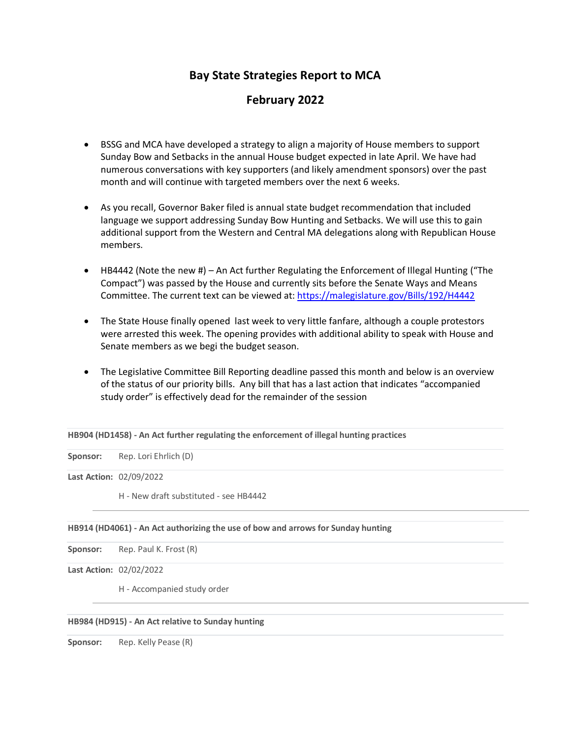# Bay State Strategies Report to MCA

## February 2022

- BSSG and MCA have developed a strategy to align a majority of House members to support Sunday Bow and Setbacks in the annual House budget expected in late April. We have had numerous conversations with key supporters (and likely amendment sponsors) over the past month and will continue with targeted members over the next 6 weeks.

- As you recall, Governor Baker filed is annual state budget recommendation that included language we support addressing Sunday Bow Hunting and Setbacks. We will use this to gain additional support from the Western and Central MA delegations along with Republican House members.

- HB4442 (Note the new #) – An Act further Regulating the Enforcement of Illegal Hunting ("The Compact") was passed by the House and currently sits before the Senate Ways and Means Committee. The current text can be viewed at: https://malegislature.gov/Bills/192/H4442

- The State House finally opened last week to very little fanfare, although a couple protestors were arrested this week. The opening provides with additional ability to speak with House and Senate members as we begi the budget season.

- The Legislative Committee Bill Reporting deadline passed this month and below is an overview of the status of our priority bills. Any bill that has a last action that indicates "accompanied study order" is effectively dead for the remainder of the session

**HB904 (HD1458) - An Act further regulating the enforcement of illegal hunting practices**

**Sponsor:** Rep. Lori Ehrlich (D)

**Last Action:** 02/09/2022

H - New draft substituted - see HB4442

---

**HB914 (HD4061) - An Act authorizing the use of bow and arrows for Sunday hunting**

**Sponsor:** Rep. Paul K. Frost (R)

**Last Action:** 02/02/2022

H - Accompanied study order

---

**HB984 (HD915) - An Act relative to Sunday hunting**

**Sponsor:** Rep. Kelly Pease (R)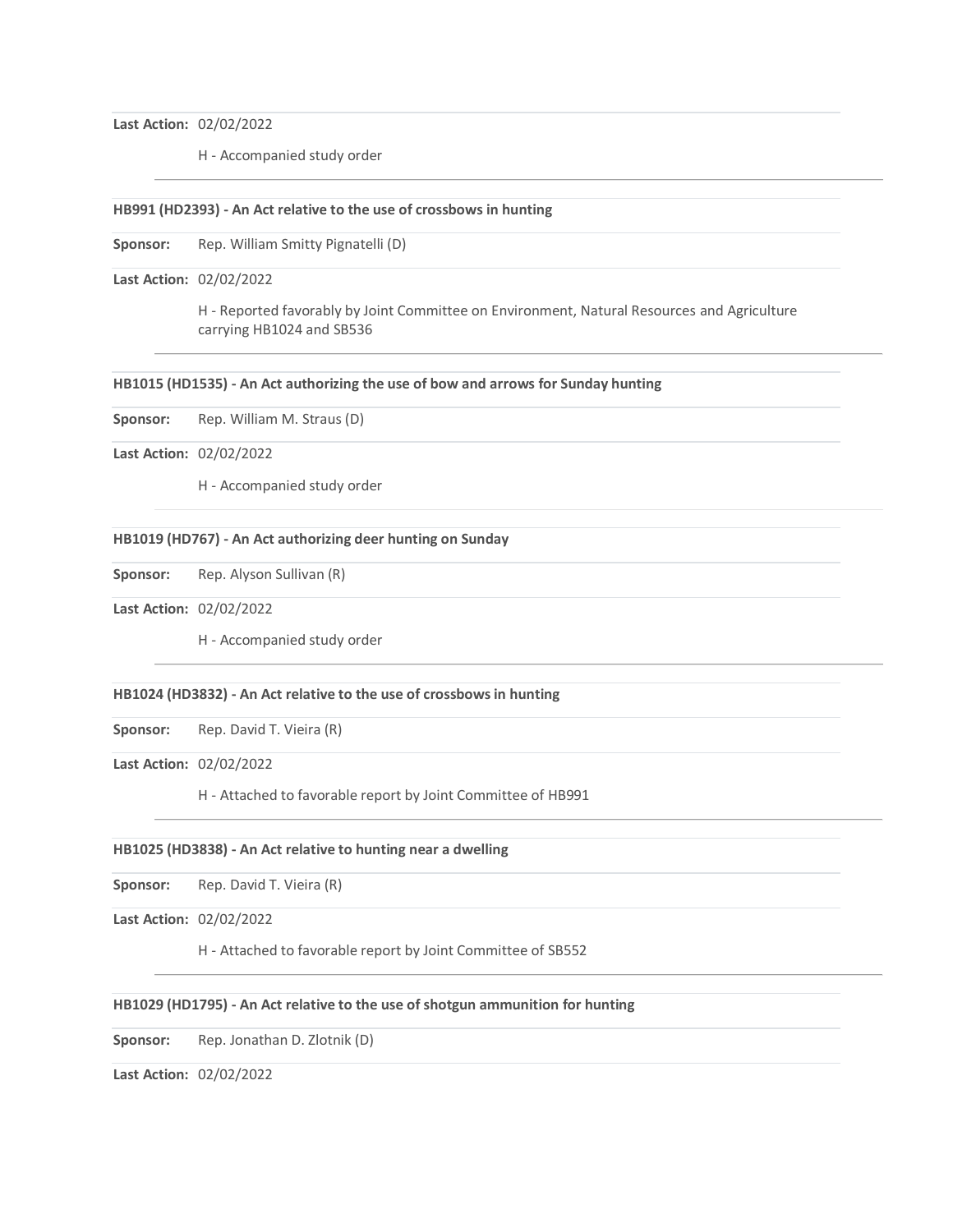**Last Action:** 02/02/2022

H - Accompanied study order

---

**HB991 (HD2393) - An Act relative to the use of crossbows in hunting**

**Sponsor:** Rep. William Smitty Pignatelli (D)

**Last Action:** 02/02/2022

H - Reported favorably by Joint Committee on Environment, Natural Resources and Agriculture carrying HB1024 and SB536

---

**HB1015 (HD1535) - An Act authorizing the use of bow and arrows for Sunday hunting**

**Sponsor:** Rep. William M. Straus (D)

**Last Action:** 02/02/2022

H - Accompanied study order

---

**HB1019 (HD767) - An Act authorizing deer hunting on Sunday**

**Sponsor:** Rep. Alyson Sullivan (R)

**Last Action:** 02/02/2022

H - Accompanied study order

---

**HB1024 (HD3832) - An Act relative to the use of crossbows in hunting**

**Sponsor:** Rep. David T. Vieira (R)

**Last Action:** 02/02/2022

H - Attached to favorable report by Joint Committee of HB991

---

**HB1025 (HD3838) - An Act relative to hunting near a dwelling**

**Sponsor:** Rep. David T. Vieira (R)

**Last Action:** 02/02/2022

H - Attached to favorable report by Joint Committee of SB552

---

**HB1029 (HD1795) - An Act relative to the use of shotgun ammunition for hunting**

**Sponsor:** Rep. Jonathan D. Zlotnik (D)

**Last Action:** 02/02/2022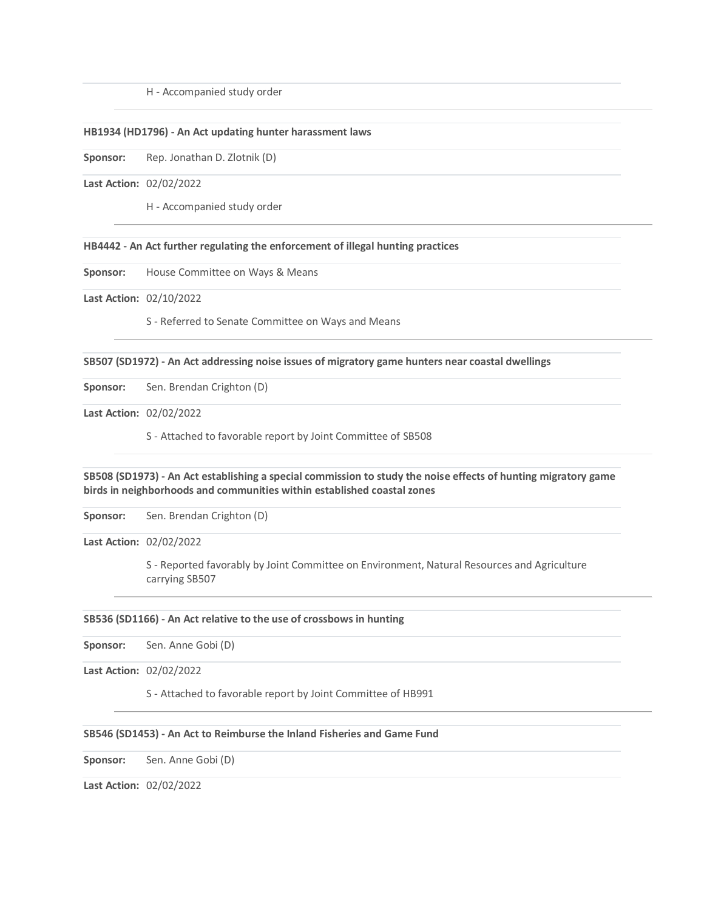H - Accompanied study order

**HB1934 (HD1796) - An Act updating hunter harassment laws**

**Sponsor:** Rep. Jonathan D. Zlotnik (D)

**Last Action:** 02/02/2022

H - Accompanied study order

**HB4442 - An Act further regulating the enforcement of illegal hunting practices**

**Sponsor:** House Committee on Ways & Means

**Last Action:** 02/10/2022

S - Referred to Senate Committee on Ways and Means

**SB507 (SD1972) - An Act addressing noise issues of migratory game hunters near coastal dwellings**

**Sponsor:** Sen. Brendan Crighton (D)

**Last Action:** 02/02/2022

S - Attached to favorable report by Joint Committee of SB508

**SB508 (SD1973) - An Act establishing a special commission to study the noise effects of hunting migratory game birds in neighborhoods and communities within established coastal zones**

**Sponsor:** Sen. Brendan Crighton (D)

**Last Action:** 02/02/2022

S - Reported favorably by Joint Committee on Environment, Natural Resources and Agriculture carrying SB507

**SB536 (SD1166) - An Act relative to the use of crossbows in hunting**

**Sponsor:** Sen. Anne Gobi (D)

**Last Action:** 02/02/2022

S - Attached to favorable report by Joint Committee of HB991

**SB546 (SD1453) - An Act to Reimburse the Inland Fisheries and Game Fund**

**Sponsor:** Sen. Anne Gobi (D)

**Last Action:** 02/02/2022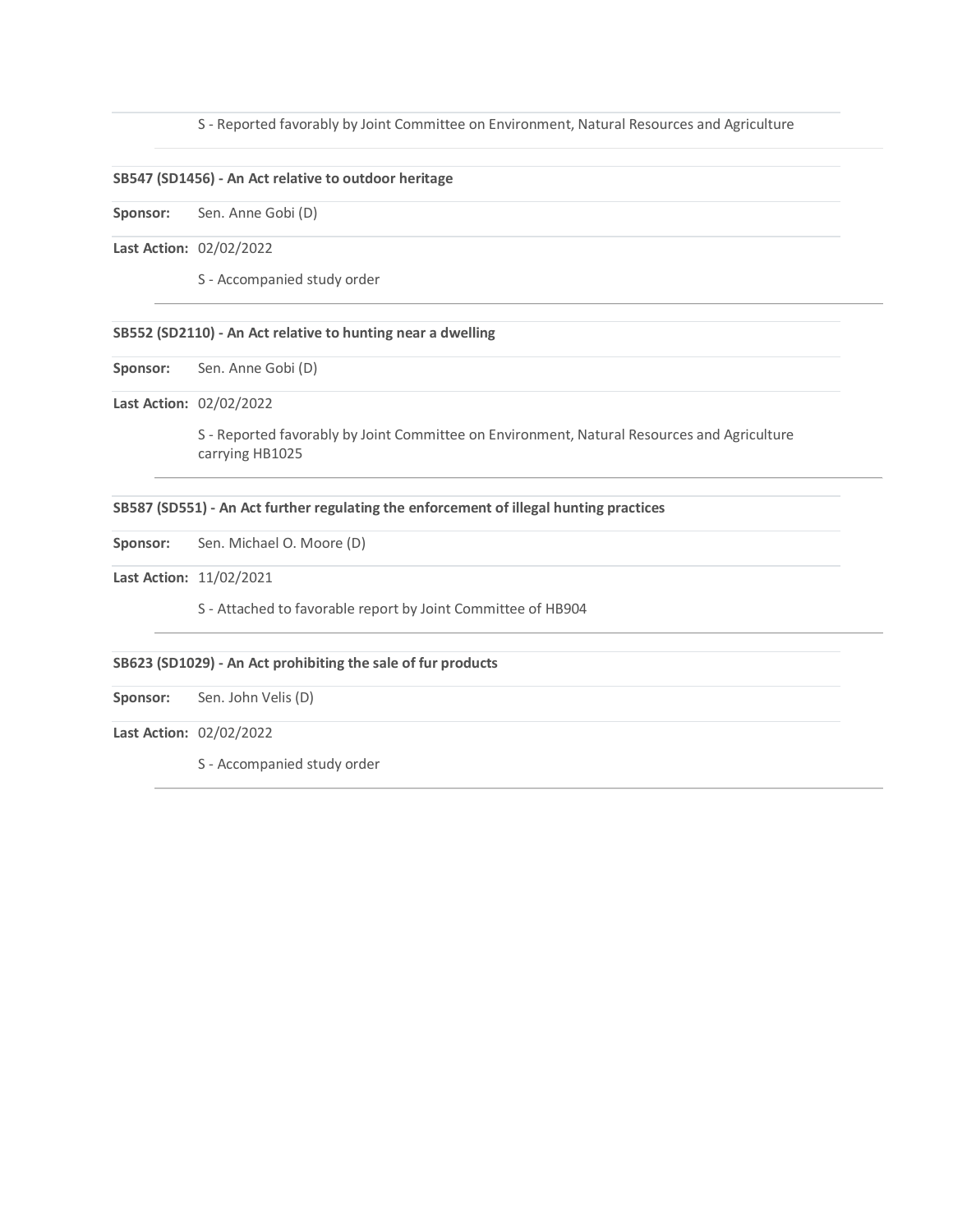S - Reported favorably by Joint Committee on Environment, Natural Resources and Agriculture

**SB547 (SD1456) - An Act relative to outdoor heritage**

**Sponsor:** Sen. Anne Gobi (D)

**Last Action:** 02/02/2022

S - Accompanied study order

**SB552 (SD2110) - An Act relative to hunting near a dwelling**

**Sponsor:** Sen. Anne Gobi (D)

**Last Action:** 02/02/2022

S - Reported favorably by Joint Committee on Environment, Natural Resources and Agriculture carrying HB1025

**SB587 (SD551) - An Act further regulating the enforcement of illegal hunting practices**

**Sponsor:** Sen. Michael O. Moore (D)

**Last Action:** 11/02/2021

S - Attached to favorable report by Joint Committee of HB904

**SB623 (SD1029) - An Act prohibiting the sale of fur products**

**Sponsor:** Sen. John Velis (D)

**Last Action:** 02/02/2022

S - Accompanied study order